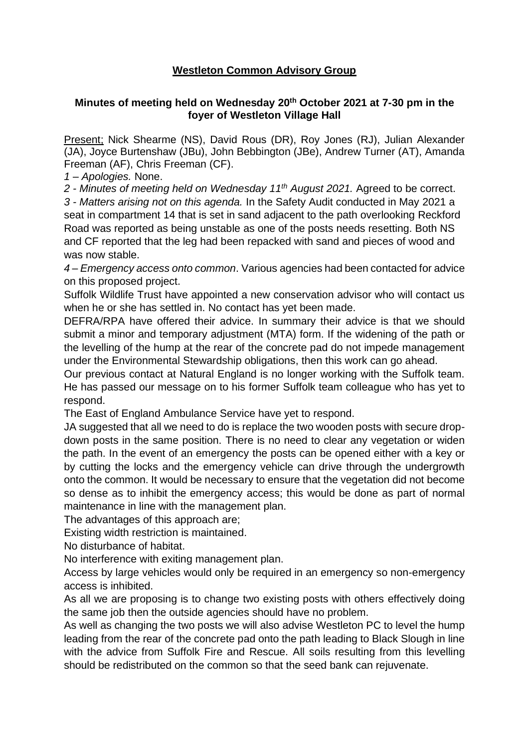**Westleton Common Advisory Group**

**Minutes of meeting held on Wednesday 20th October 2021 at 7-30 pm in the foyer of Westleton Village Hall**

Present; Nick Shearme (NS), David Rous (DR), Roy Jones (RJ), Julian Alexander (JA), Joyce Burtenshaw (JBu), John Bebbington (JBe), Andrew Turner (AT), Amanda Freeman (AF), Chris Freeman (CF).

*1 – Apologies.* None.

*2 - Minutes of meeting held on Wednesday 11th August 2021.* Agreed to be correct.

*3 - Matters arising not on this agenda.* In the Safety Audit conducted in May 2021 a seat in compartment 14 that is set in sand adjacent to the path overlooking Reckford Road was reported as being unstable as one of the posts needs resetting. Both NS and CF reported that the leg had been repacked with sand and pieces of wood and was now stable.

*4 – Emergency access onto common*. Various agencies had been contacted for advice on this proposed project.

Suffolk Wildlife Trust have appointed a new conservation advisor who will contact us when he or she has settled in. No contact has yet been made.

DEFRA/RPA have offered their advice. In summary their advice is that we should submit a minor and temporary adjustment (MTA) form. If the widening of the path or the levelling of the hump at the rear of the concrete pad do not impede management under the Environmental Stewardship obligations, then this work can go ahead.

Our previous contact at Natural England is no longer working with the Suffolk team. He has passed our message on to his former Suffolk team colleague who has yet to respond.

The East of England Ambulance Service have yet to respond.

JA suggested that all we need to do is replace the two wooden posts with secure drop-down posts in the same position. There is no need to clear any vegetation or widen the path. In the event of an emergency the posts can be opened either with a key or by cutting the locks and the emergency vehicle can drive through the undergrowth onto the common. It would be necessary to ensure that the vegetation did not become so dense as to inhibit the emergency access; this would be done as part of normal maintenance in line with the management plan.

The advantages of this approach are;

Existing width restriction is maintained.

No disturbance of habitat.

No interference with exiting management plan.

Access by large vehicles would only be required in an emergency so non-emergency access is inhibited.

As all we are proposing is to change two existing posts with others effectively doing the same job then the outside agencies should have no problem.

As well as changing the two posts we will also advise Westleton PC to level the hump leading from the rear of the concrete pad onto the path leading to Black Slough in line with the advice from Suffolk Fire and Rescue. All soils resulting from this levelling should be redistributed on the common so that the seed bank can rejuvenate.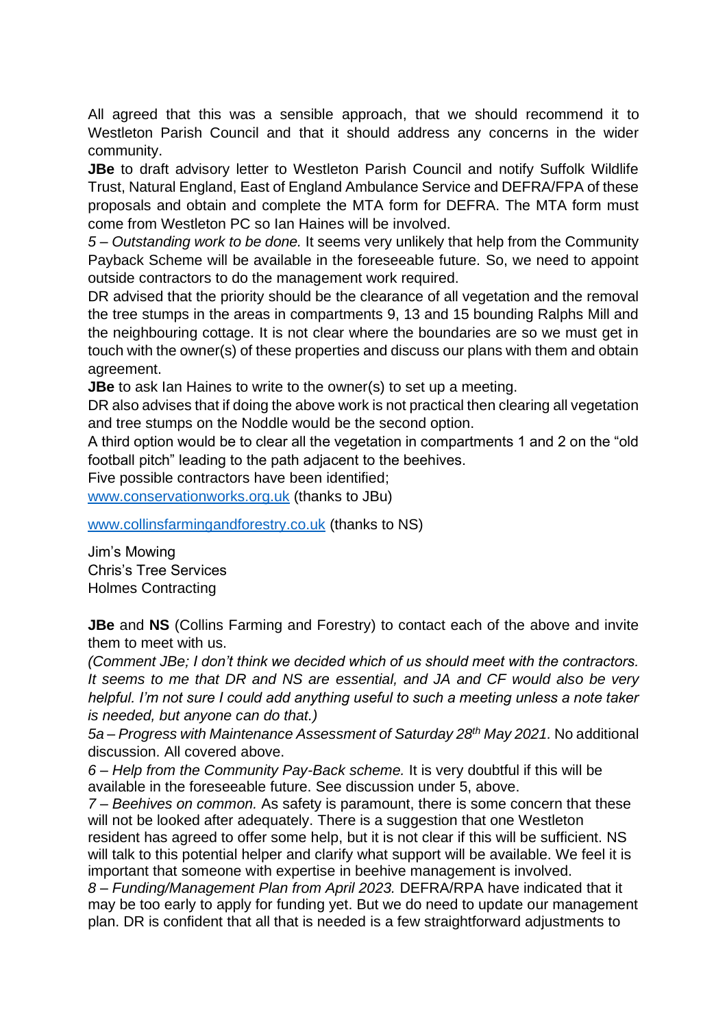All agreed that this was a sensible approach, that we should recommend it to Westleton Parish Council and that it should address any concerns in the wider community.

**JBe** to draft advisory letter to Westleton Parish Council and notify Suffolk Wildlife Trust, Natural England, East of England Ambulance Service and DEFRA/FPA of these proposals and obtain and complete the MTA form for DEFRA. The MTA form must come from Westleton PC so Ian Haines will be involved.

*5 – Outstanding work to be done.* It seems very unlikely that help from the Community Payback Scheme will be available in the foreseeable future. So, we need to appoint outside contractors to do the management work required.

DR advised that the priority should be the clearance of all vegetation and the removal the tree stumps in the areas in compartments 9, 13 and 15 bounding Ralphs Mill and the neighbouring cottage. It is not clear where the boundaries are so we must get in touch with the owner(s) of these properties and discuss our plans with them and obtain agreement.

**JBe** to ask Ian Haines to write to the owner(s) to set up a meeting.

DR also advises that if doing the above work is not practical then clearing all vegetation and tree stumps on the Noddle would be the second option.

A third option would be to clear all the vegetation in compartments 1 and 2 on the "old football pitch" leading to the path adjacent to the beehives.

Five possible contractors have been identified;

[www.conservationworks.org.uk](http://www.conservationworks.org.uk) (thanks to JBu)

[www.collinsfarmingandforestry.co.uk](http://www.collinsfarmingandforestry.co.uk) (thanks to NS)

Jim's Mowing
Chris's Tree Services
Holmes Contracting

**JBe** and **NS** (Collins Farming and Forestry) to contact each of the above and invite them to meet with us.

*(Comment JBe; I don't think we decided which of us should meet with the contractors. It seems to me that DR and NS are essential, and JA and CF would also be very helpful. I'm not sure I could add anything useful to such a meeting unless a note taker is needed, but anyone can do that.)*

*5a – Progress with Maintenance Assessment of Saturday 28th May 2021.* No additional discussion. All covered above.

*6 – Help from the Community Pay-Back scheme.* It is very doubtful if this will be available in the foreseeable future. See discussion under 5, above.

*7 – Beehives on common.* As safety is paramount, there is some concern that these will not be looked after adequately. There is a suggestion that one Westleton resident has agreed to offer some help, but it is not clear if this will be sufficient. NS will talk to this potential helper and clarify what support will be available. We feel it is important that someone with expertise in beehive management is involved.

*8 – Funding/Management Plan from April 2023.* DEFRA/RPA have indicated that it may be too early to apply for funding yet. But we do need to update our management plan. DR is confident that all that is needed is a few straightforward adjustments to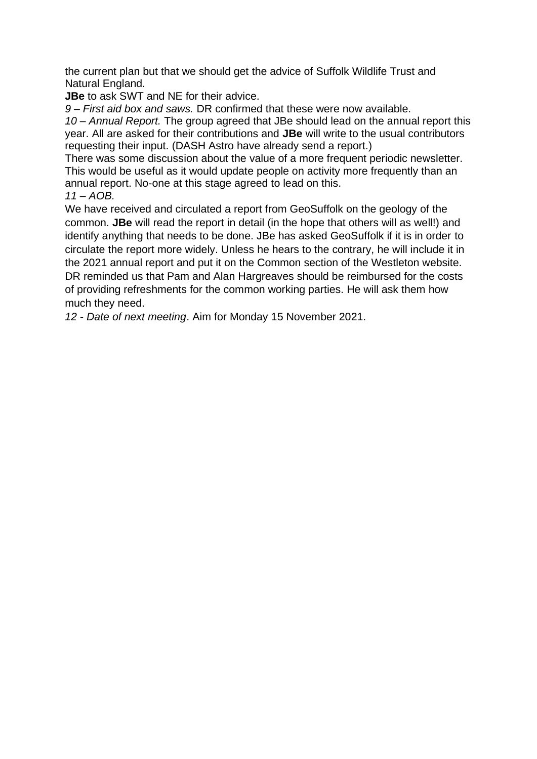the current plan but that we should get the advice of Suffolk Wildlife Trust and Natural England.

**JBe** to ask SWT and NE for their advice.

*9 – First aid box and saws.* DR confirmed that these were now available.

*10 – Annual Report.* The group agreed that JBe should lead on the annual report this year. All are asked for their contributions and **JBe** will write to the usual contributors requesting their input. (DASH Astro have already send a report.)

There was some discussion about the value of a more frequent periodic newsletter. This would be useful as it would update people on activity more frequently than an annual report. No-one at this stage agreed to lead on this.

*11 – AOB.*

We have received and circulated a report from GeoSuffolk on the geology of the common. **JBe** will read the report in detail (in the hope that others will as well!) and identify anything that needs to be done. JBe has asked GeoSuffolk if it is in order to circulate the report more widely. Unless he hears to the contrary, he will include it in the 2021 annual report and put it on the Common section of the Westleton website.

DR reminded us that Pam and Alan Hargreaves should be reimbursed for the costs of providing refreshments for the common working parties. He will ask them how much they need.

*12 - Date of next meeting*. Aim for Monday 15 November 2021.